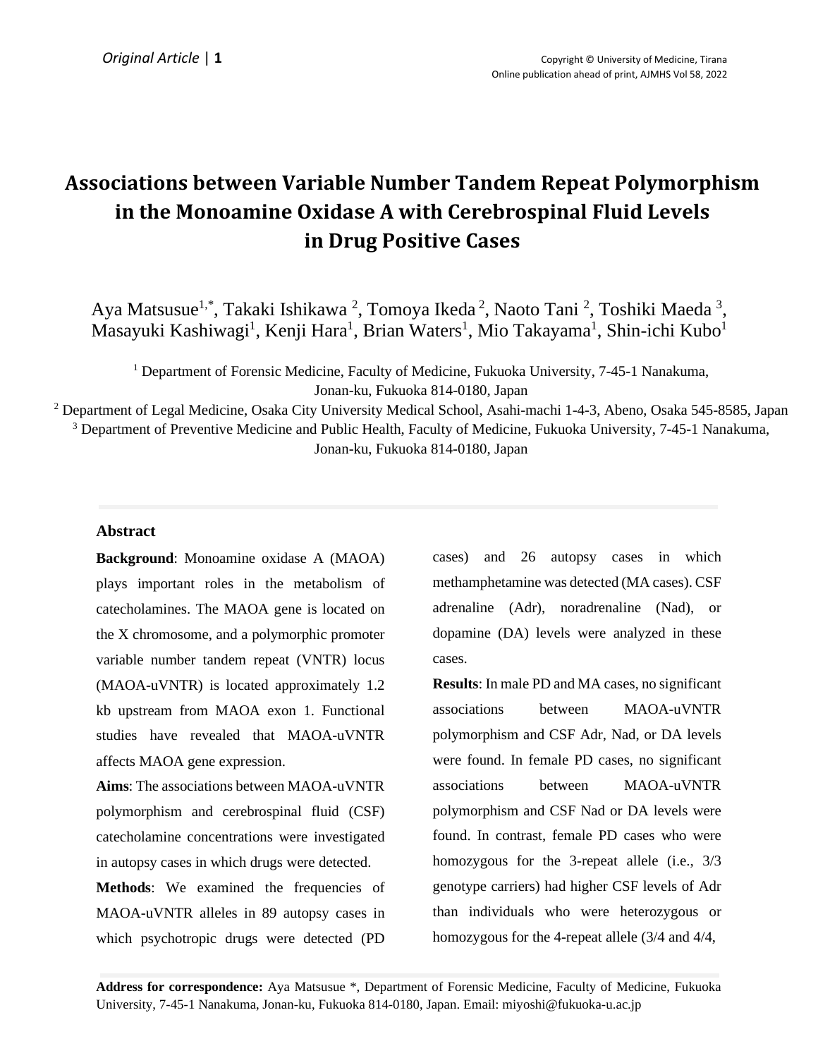Original Article

# Associations between Variable Number Tandem Repeat Polymorphism in the Monoamine Oxidase A with Cerebrospinal Fluid Levels in Drug Positive Cases

Aya Matsusue[1,*], Takaki Ishikawa [2], Tomoya Ikeda [2], Naoto Tani [2], Toshiki Maeda [3], Masayuki Kashiwagi[1], Kenji Hara[1], Brian Waters[1], Mio Takayama[1], Shin-ichi Kubo[1]

[1] Department of Forensic Medicine, Faculty of Medicine, Fukuoka University, 7-45-1 Nanakuma, Jonan-ku, Fukuoka 814-0180, Japan

[2] Department of Legal Medicine, Osaka City University Medical School, Asahi-machi 1-4-3, Abeno, Osaka 545-8585, Japan

[3] Department of Preventive Medicine and Public Health, Faculty of Medicine, Fukuoka University, 7-45-1 Nanakuma, Jonan-ku, Fukuoka 814-0180, Japan

## Abstract

**Background**: Monoamine oxidase A (MAOA) plays important roles in the metabolism of catecholamines. The MAOA gene is located on the X chromosome, and a polymorphic promoter variable number tandem repeat (VNTR) locus (MAOA-uVNTR) is located approximately 1.2 kb upstream from MAOA exon 1. Functional studies have revealed that MAOA-uVNTR affects MAOA gene expression.

**Aims**: The associations between MAOA-uVNTR polymorphism and cerebrospinal fluid (CSF) catecholamine concentrations were investigated in autopsy cases in which drugs were detected.

**Methods**: We examined the frequencies of MAOA-uVNTR alleles in 89 autopsy cases in which psychotropic drugs were detected (PD cases) and 26 autopsy cases in which methamphetamine was detected (MA cases). CSF adrenaline (Adr), noradrenaline (Nad), or dopamine (DA) levels were analyzed in these cases.

**Results**: In male PD and MA cases, no significant associations between MAOA-uVNTR polymorphism and CSF Adr, Nad, or DA levels were found. In female PD cases, no significant associations between MAOA-uVNTR polymorphism and CSF Nad or DA levels were found. In contrast, female PD cases who were homozygous for the 3-repeat allele (i.e., 3/3 genotype carriers) had higher CSF levels of Adr than individuals who were heterozygous or homozygous for the 4-repeat allele (3/4 and 4/4,

**Address for correspondence:** Aya Matsusue *, Department of Forensic Medicine, Faculty of Medicine, Fukuoka University, 7-45-1 Nanakuma, Jonan-ku, Fukuoka 814-0180, Japan. Email: miyoshi@fukuoka-u.ac.jp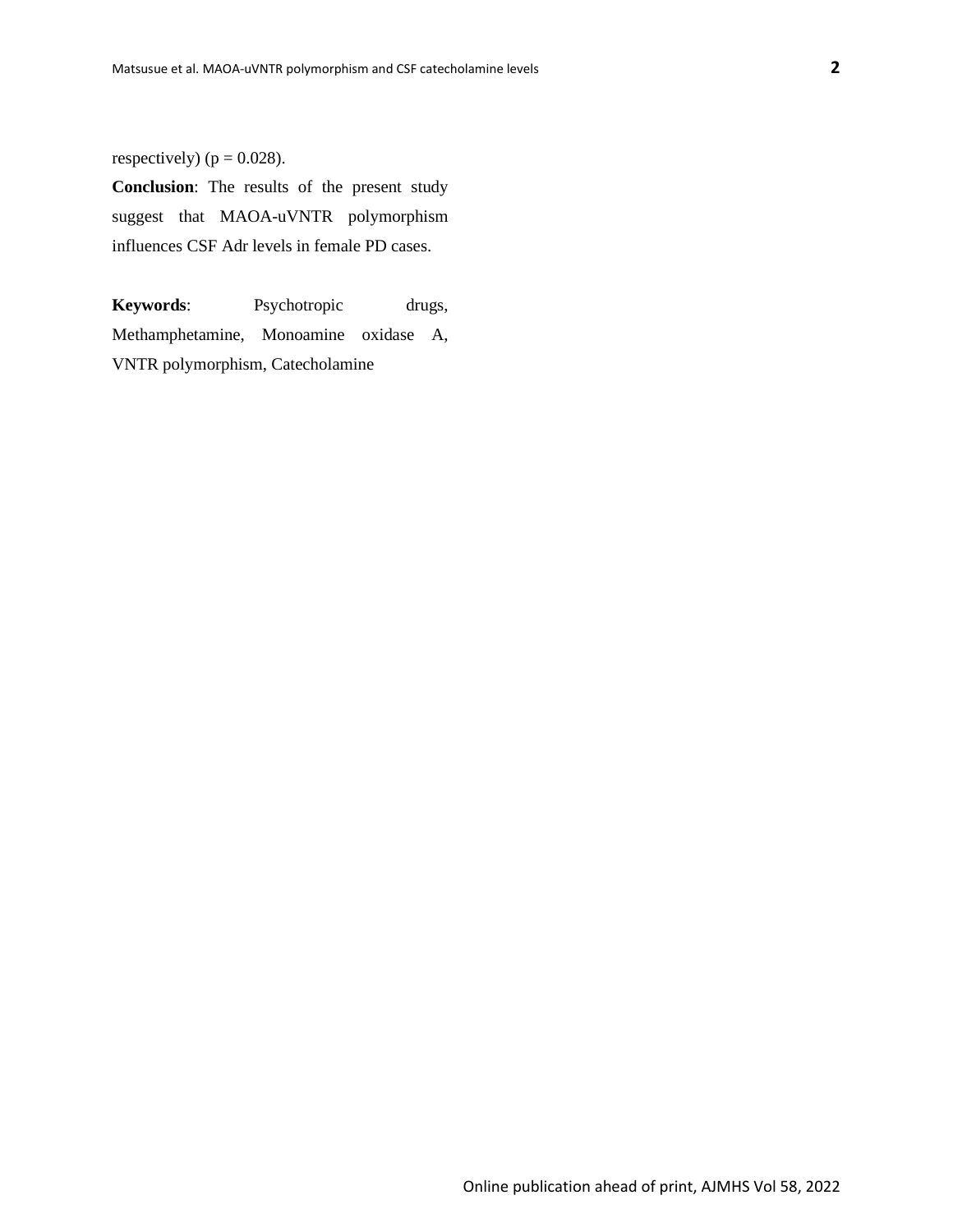respectively) ($p = 0.028$).

**Conclusion**: The results of the present study suggest that MAOA-uVNTR polymorphism influences CSF Adr levels in female PD cases.

**Keywords**: Psychotropic drugs, Methamphetamine, Monoamine oxidase A, VNTR polymorphism, Catecholamine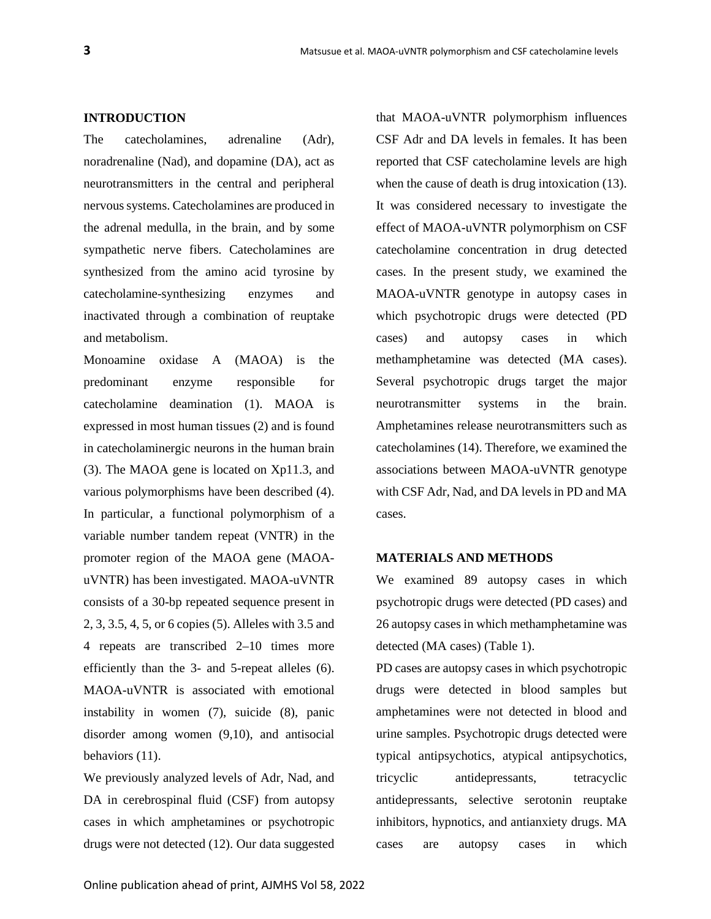## INTRODUCTION

The catecholamines, adrenaline (Adr), noradrenaline (Nad), and dopamine (DA), act as neurotransmitters in the central and peripheral nervous systems. Catecholamines are produced in the adrenal medulla, in the brain, and by some sympathetic nerve fibers. Catecholamines are synthesized from the amino acid tyrosine by catecholamine-synthesizing enzymes and inactivated through a combination of reuptake and metabolism.

Monoamine oxidase A (MAOA) is the predominant enzyme responsible for catecholamine deamination (1). MAOA is expressed in most human tissues (2) and is found in catecholaminergic neurons in the human brain (3). The MAOA gene is located on Xp11.3, and various polymorphisms have been described (4). In particular, a functional polymorphism of a variable number tandem repeat (VNTR) in the promoter region of the MAOA gene (MAOA-uVNTR) has been investigated. MAOA-uVNTR consists of a 30-bp repeated sequence present in 2, 3, 3.5, 4, 5, or 6 copies (5). Alleles with 3.5 and 4 repeats are transcribed 2–10 times more efficiently than the 3- and 5-repeat alleles (6). MAOA-uVNTR is associated with emotional instability in women (7), suicide (8), panic disorder among women (9,10), and antisocial behaviors (11).

We previously analyzed levels of Adr, Nad, and DA in cerebrospinal fluid (CSF) from autopsy cases in which amphetamines or psychotropic drugs were not detected (12). Our data suggested that MAOA-uVNTR polymorphism influences CSF Adr and DA levels in females. It has been reported that CSF catecholamine levels are high when the cause of death is drug intoxication (13). It was considered necessary to investigate the effect of MAOA-uVNTR polymorphism on CSF catecholamine concentration in drug detected cases. In the present study, we examined the MAOA-uVNTR genotype in autopsy cases in which psychotropic drugs were detected (PD cases) and autopsy cases in which methamphetamine was detected (MA cases). Several psychotropic drugs target the major neurotransmitter systems in the brain. Amphetamines release neurotransmitters such as catecholamines (14). Therefore, we examined the associations between MAOA-uVNTR genotype with CSF Adr, Nad, and DA levels in PD and MA cases.

## MATERIALS AND METHODS

We examined 89 autopsy cases in which psychotropic drugs were detected (PD cases) and 26 autopsy cases in which methamphetamine was detected (MA cases) (Table 1).

PD cases are autopsy cases in which psychotropic drugs were detected in blood samples but amphetamines were not detected in blood and urine samples. Psychotropic drugs detected were typical antipsychotics, atypical antipsychotics, tricyclic antidepressants, tetracyclic antidepressants, selective serotonin reuptake inhibitors, hypnotics, and antianxiety drugs. MA cases are autopsy cases in which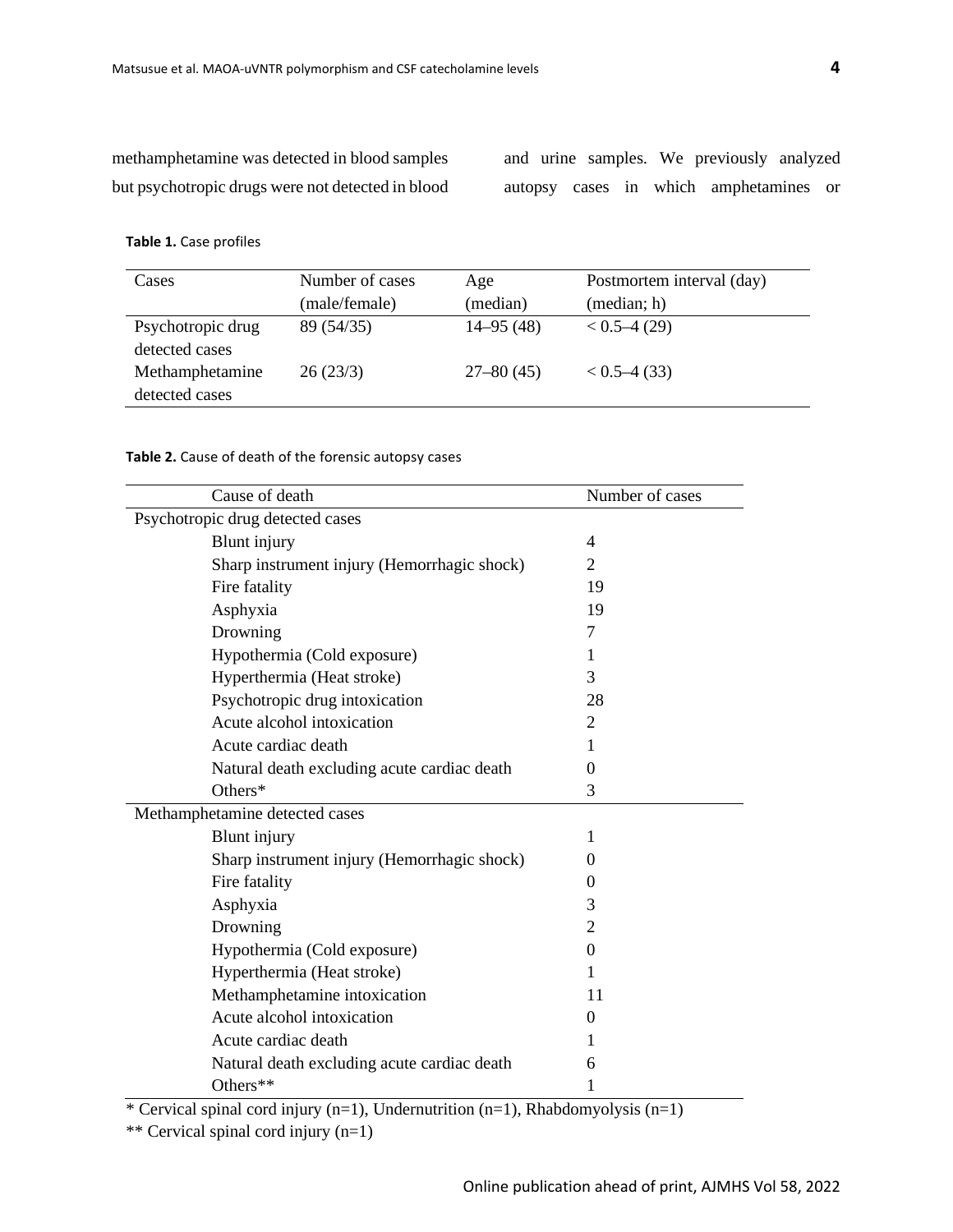methamphetamine was detected in blood samples but psychotropic drugs were not detected in blood and urine samples. We previously analyzed autopsy cases in which amphetamines or

**Table 1.** Case profiles

| Cases | Number of cases (male/female) | Age (median) | Postmortem interval (day) (median; h) |
|---|---|---|---|
| Psychotropic drug detected cases | 89 (54/35) | 14–95 (48) | < 0.5–4 (29) |
| Methamphetamine detected cases | 26 (23/3) | 27–80 (45) | < 0.5–4 (33) |

**Table 2.** Cause of death of the forensic autopsy cases

| Cause of death | Number of cases |
|---|---|
| Psychotropic drug detected cases | |
| Blunt injury | 4 |
| Sharp instrument injury (Hemorrhagic shock) | 2 |
| Fire fatality | 19 |
| Asphyxia | 19 |
| Drowning | 7 |
| Hypothermia (Cold exposure) | 1 |
| Hyperthermia (Heat stroke) | 3 |
| Psychotropic drug intoxication | 28 |
| Acute alcohol intoxication | 2 |
| Acute cardiac death | 1 |
| Natural death excluding acute cardiac death | 0 |
| Others* | 3 |
| Methamphetamine detected cases | |
| Blunt injury | 1 |
| Sharp instrument injury (Hemorrhagic shock) | 0 |
| Fire fatality | 0 |
| Asphyxia | 3 |
| Drowning | 2 |
| Hypothermia (Cold exposure) | 0 |
| Hyperthermia (Heat stroke) | 1 |
| Methamphetamine intoxication | 11 |
| Acute alcohol intoxication | 0 |
| Acute cardiac death | 1 |
| Natural death excluding acute cardiac death | 6 |
| Others** | 1 |

* Cervical spinal cord injury (n=1), Undernutrition (n=1), Rhabdomyolysis (n=1)

** Cervical spinal cord injury (n=1)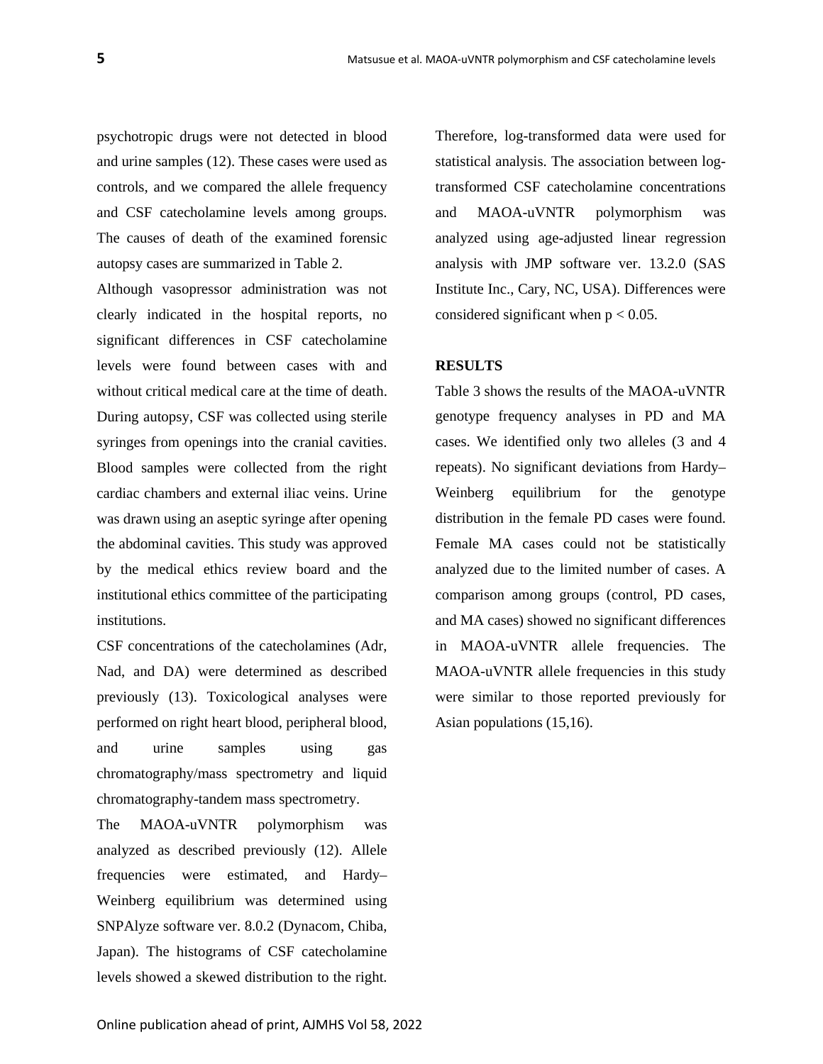psychotropic drugs were not detected in blood and urine samples (12). These cases were used as controls, and we compared the allele frequency and CSF catecholamine levels among groups. The causes of death of the examined forensic autopsy cases are summarized in Table 2.

Although vasopressor administration was not clearly indicated in the hospital reports, no significant differences in CSF catecholamine levels were found between cases with and without critical medical care at the time of death. During autopsy, CSF was collected using sterile syringes from openings into the cranial cavities. Blood samples were collected from the right cardiac chambers and external iliac veins. Urine was drawn using an aseptic syringe after opening the abdominal cavities. This study was approved by the medical ethics review board and the institutional ethics committee of the participating institutions.

CSF concentrations of the catecholamines (Adr, Nad, and DA) were determined as described previously (13). Toxicological analyses were performed on right heart blood, peripheral blood, and urine samples using gas chromatography/mass spectrometry and liquid chromatography-tandem mass spectrometry.

The MAOA-uVNTR polymorphism was analyzed as described previously (12). Allele frequencies were estimated, and Hardy–Weinberg equilibrium was determined using SNPAlyze software ver. 8.0.2 (Dynacom, Chiba, Japan). The histograms of CSF catecholamine levels showed a skewed distribution to the right. Therefore, log-transformed data were used for statistical analysis. The association between log-transformed CSF catecholamine concentrations and MAOA-uVNTR polymorphism was analyzed using age-adjusted linear regression analysis with JMP software ver. 13.2.0 (SAS Institute Inc., Cary, NC, USA). Differences were considered significant when $p < 0.05$.

## RESULTS

Table 3 shows the results of the MAOA-uVNTR genotype frequency analyses in PD and MA cases. We identified only two alleles (3 and 4 repeats). No significant deviations from Hardy–Weinberg equilibrium for the genotype distribution in the female PD cases were found. Female MA cases could not be statistically analyzed due to the limited number of cases. A comparison among groups (control, PD cases, and MA cases) showed no significant differences in MAOA-uVNTR allele frequencies. The MAOA-uVNTR allele frequencies in this study were similar to those reported previously for Asian populations (15,16).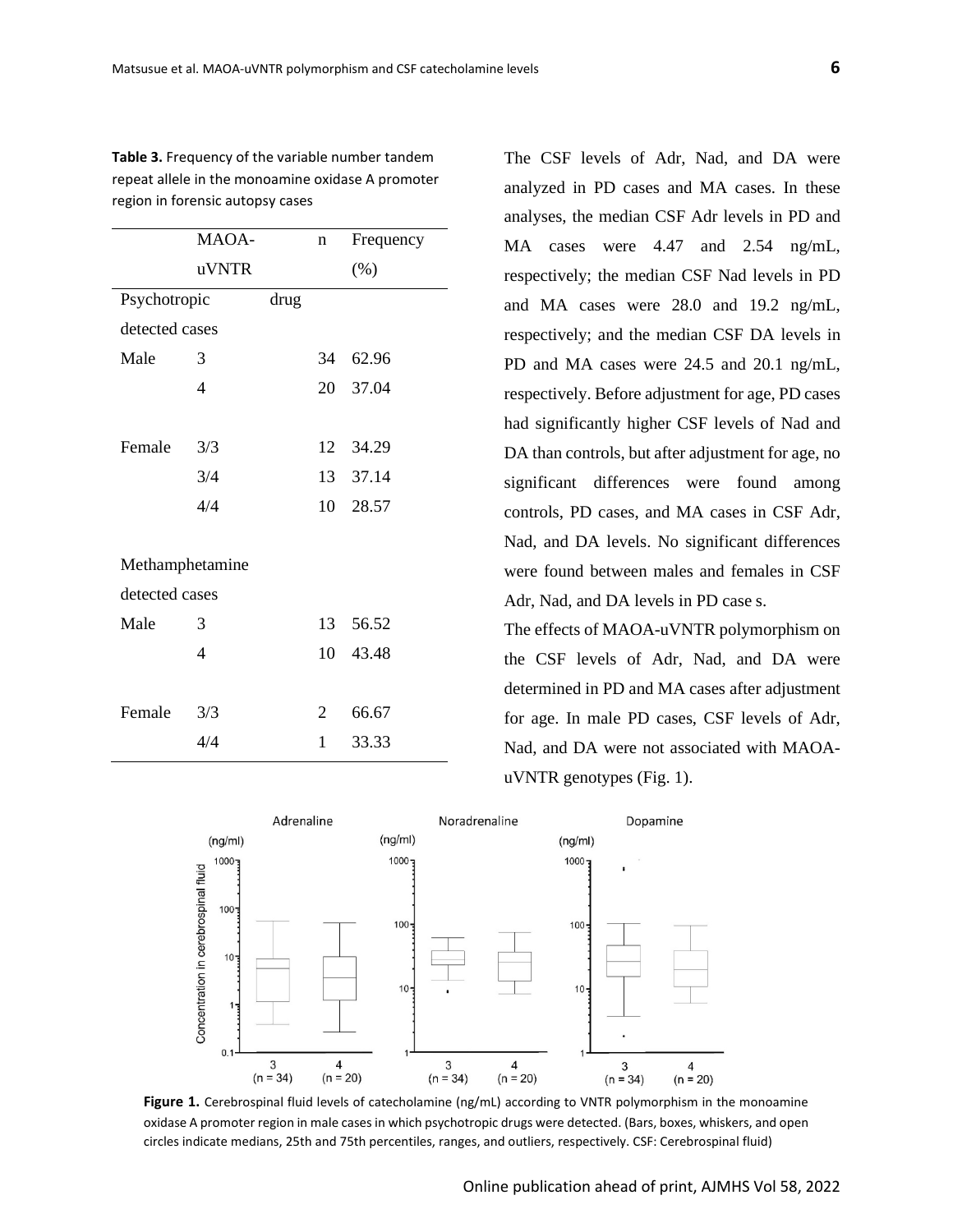**Table 3.** Frequency of the variable number tandem repeat allele in the monoamine oxidase A promoter region in forensic autopsy cases

| | MAOA-uVNTR | n | Frequency (%) |
|---|---|---|---|
| Psychotropic drug detected cases | | | |
| Male | 3 | 34 | 62.96 |
| | 4 | 20 | 37.04 |
| Female | 3/3 | 12 | 34.29 |
| | 3/4 | 13 | 37.14 |
| | 4/4 | 10 | 28.57 |
| Methamphetamine detected cases | | | |
| Male | 3 | 13 | 56.52 |
| | 4 | 10 | 43.48 |
| Female | 3/3 | 2 | 66.67 |
| | 4/4 | 1 | 33.33 |

The CSF levels of Adr, Nad, and DA were analyzed in PD cases and MA cases. In these analyses, the median CSF Adr levels in PD and MA cases were 4.47 and 2.54 ng/mL, respectively; the median CSF Nad levels in PD and MA cases were 28.0 and 19.2 ng/mL, respectively; and the median CSF DA levels in PD and MA cases were 24.5 and 20.1 ng/mL, respectively. Before adjustment for age, PD cases had significantly higher CSF levels of Nad and DA than controls, but after adjustment for age, no significant differences were found among controls, PD cases, and MA cases in CSF Adr, Nad, and DA levels. No significant differences were found between males and females in CSF Adr, Nad, and DA levels in PD case s.

The effects of MAOA-uVNTR polymorphism on the CSF levels of Adr, Nad, and DA were determined in PD and MA cases after adjustment for age. In male PD cases, CSF levels of Adr, Nad, and DA were not associated with MAOA-uVNTR genotypes (Fig. 1).

**Figure 1.** Cerebrospinal fluid levels of catecholamine (ng/mL) according to VNTR polymorphism in the monoamine oxidase A promoter region in male cases in which psychotropic drugs were detected. (Bars, boxes, whiskers, and open circles indicate medians, 25th and 75th percentiles, ranges, and outliers, respectively. CSF: Cerebrospinal fluid)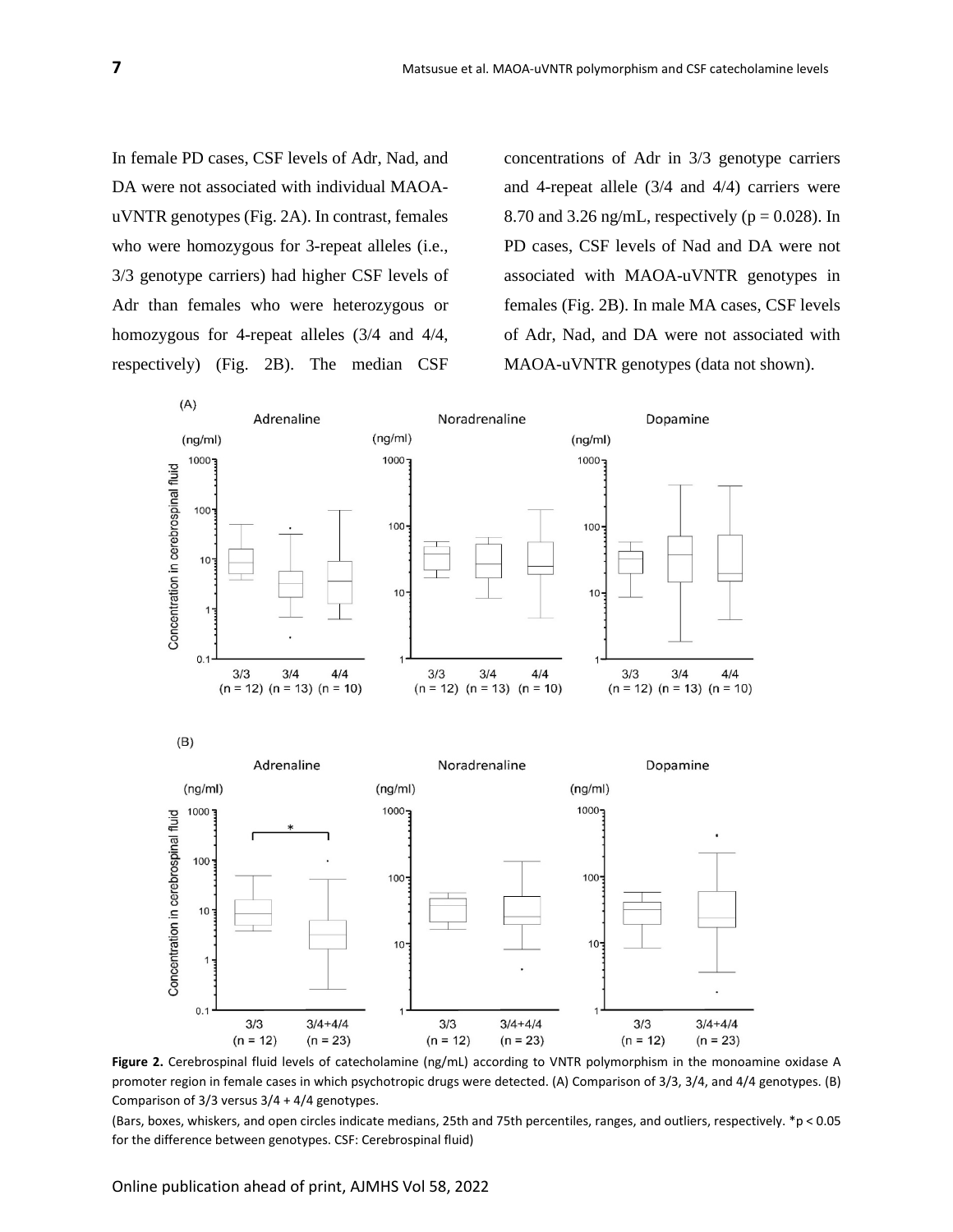In female PD cases, CSF levels of Adr, Nad, and DA were not associated with individual MAOA-uVNTR genotypes (Fig. 2A). In contrast, females who were homozygous for 3-repeat alleles (i.e., 3/3 genotype carriers) had higher CSF levels of Adr than females who were heterozygous or homozygous for 4-repeat alleles (3/4 and 4/4, respectively) (Fig. 2B). The median CSF concentrations of Adr in 3/3 genotype carriers and 4-repeat allele (3/4 and 4/4) carriers were 8.70 and 3.26 ng/mL, respectively ($p = 0.028$). In PD cases, CSF levels of Nad and DA were not associated with MAOA-uVNTR genotypes in females (Fig. 2B). In male MA cases, CSF levels of Adr, Nad, and DA were not associated with MAOA-uVNTR genotypes (data not shown).

**Figure 2.** Cerebrospinal fluid levels of catecholamine (ng/mL) according to VNTR polymorphism in the monoamine oxidase A promoter region in female cases in which psychotropic drugs were detected. (A) Comparison of 3/3, 3/4, and 4/4 genotypes. (B) Comparison of 3/3 versus 3/4 + 4/4 genotypes.

(Bars, boxes, whiskers, and open circles indicate medians, 25th and 75th percentiles, ranges, and outliers, respectively. *$p < 0.05$ for the difference between genotypes. CSF: Cerebrospinal fluid)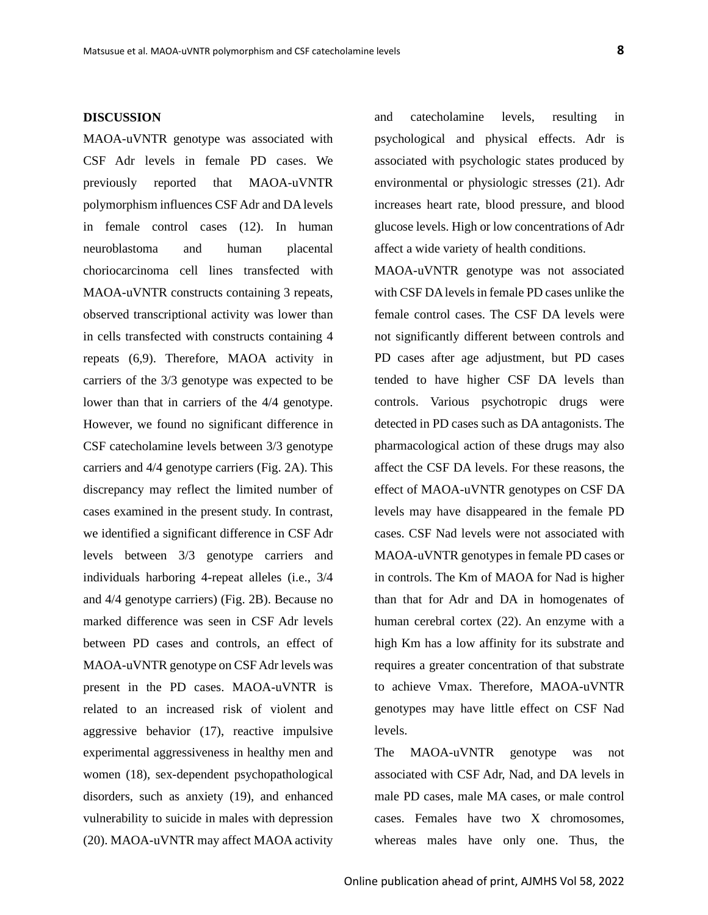## DISCUSSION

MAOA-uVNTR genotype was associated with CSF Adr levels in female PD cases. We previously reported that MAOA-uVNTR polymorphism influences CSF Adr and DA levels in female control cases (12). In human neuroblastoma and human placental choriocarcinoma cell lines transfected with MAOA-uVNTR constructs containing 3 repeats, observed transcriptional activity was lower than in cells transfected with constructs containing 4 repeats (6,9). Therefore, MAOA activity in carriers of the 3/3 genotype was expected to be lower than that in carriers of the 4/4 genotype. However, we found no significant difference in CSF catecholamine levels between 3/3 genotype carriers and 4/4 genotype carriers (Fig. 2A). This discrepancy may reflect the limited number of cases examined in the present study. In contrast, we identified a significant difference in CSF Adr levels between 3/3 genotype carriers and individuals harboring 4-repeat alleles (i.e., 3/4 and 4/4 genotype carriers) (Fig. 2B). Because no marked difference was seen in CSF Adr levels between PD cases and controls, an effect of MAOA-uVNTR genotype on CSF Adr levels was present in the PD cases. MAOA-uVNTR is related to an increased risk of violent and aggressive behavior (17), reactive impulsive experimental aggressiveness in healthy men and women (18), sex-dependent psychopathological disorders, such as anxiety (19), and enhanced vulnerability to suicide in males with depression (20). MAOA-uVNTR may affect MAOA activity and catecholamine levels, resulting in psychological and physical effects. Adr is associated with psychologic states produced by environmental or physiologic stresses (21). Adr increases heart rate, blood pressure, and blood glucose levels. High or low concentrations of Adr affect a wide variety of health conditions.

MAOA-uVNTR genotype was not associated with CSF DA levels in female PD cases unlike the female control cases. The CSF DA levels were not significantly different between controls and PD cases after age adjustment, but PD cases tended to have higher CSF DA levels than controls. Various psychotropic drugs were detected in PD cases such as DA antagonists. The pharmacological action of these drugs may also affect the CSF DA levels. For these reasons, the effect of MAOA-uVNTR genotypes on CSF DA levels may have disappeared in the female PD cases. CSF Nad levels were not associated with MAOA-uVNTR genotypes in female PD cases or in controls. The Km of MAOA for Nad is higher than that for Adr and DA in homogenates of human cerebral cortex (22). An enzyme with a high Km has a low affinity for its substrate and requires a greater concentration of that substrate to achieve Vmax. Therefore, MAOA-uVNTR genotypes may have little effect on CSF Nad levels.

The MAOA-uVNTR genotype was not associated with CSF Adr, Nad, and DA levels in male PD cases, male MA cases, or male control cases. Females have two X chromosomes, whereas males have only one. Thus, the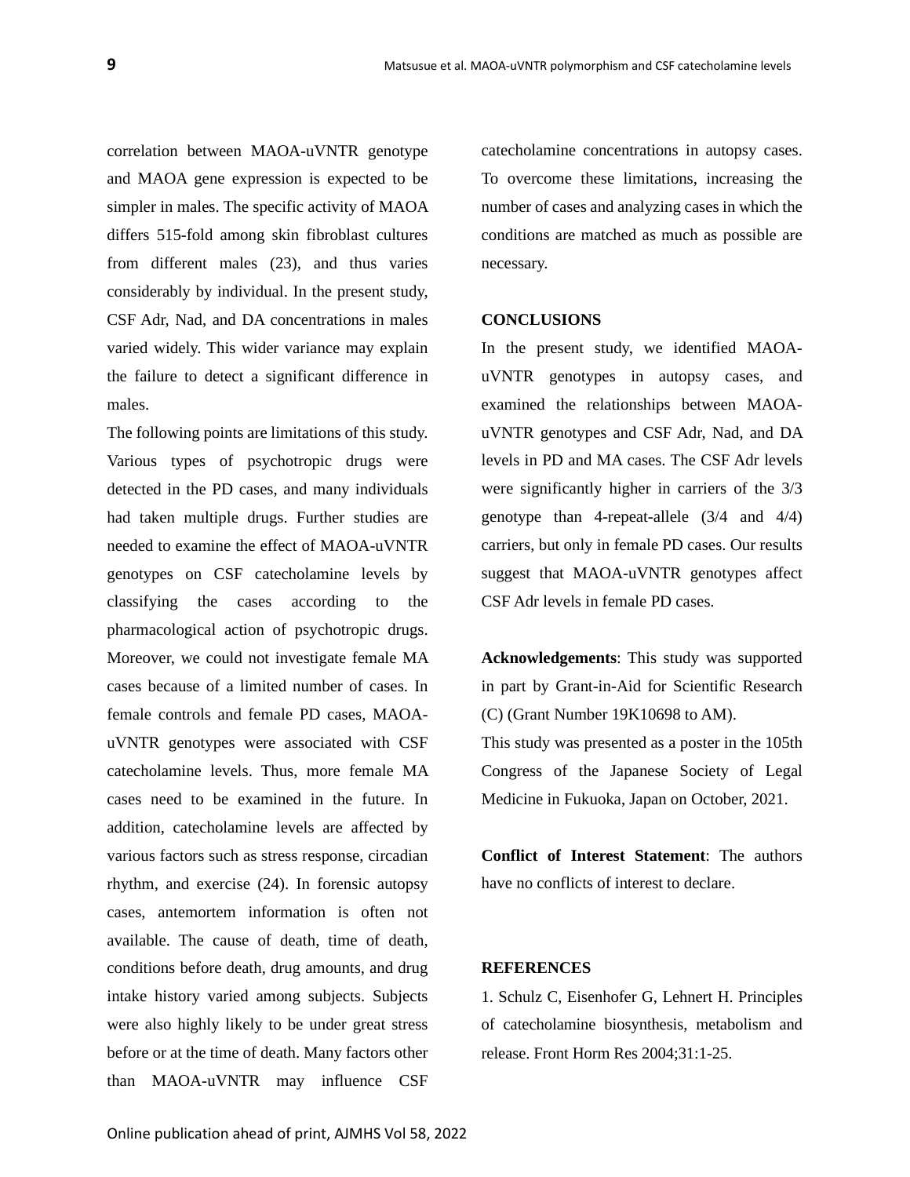correlation between MAOA-uVNTR genotype and MAOA gene expression is expected to be simpler in males. The specific activity of MAOA differs 515-fold among skin fibroblast cultures from different males (23), and thus varies considerably by individual. In the present study, CSF Adr, Nad, and DA concentrations in males varied widely. This wider variance may explain the failure to detect a significant difference in males.

The following points are limitations of this study. Various types of psychotropic drugs were detected in the PD cases, and many individuals had taken multiple drugs. Further studies are needed to examine the effect of MAOA-uVNTR genotypes on CSF catecholamine levels by classifying the cases according to the pharmacological action of psychotropic drugs. Moreover, we could not investigate female MA cases because of a limited number of cases. In female controls and female PD cases, MAOA-uVNTR genotypes were associated with CSF catecholamine levels. Thus, more female MA cases need to be examined in the future. In addition, catecholamine levels are affected by various factors such as stress response, circadian rhythm, and exercise (24). In forensic autopsy cases, antemortem information is often not available. The cause of death, time of death, conditions before death, drug amounts, and drug intake history varied among subjects. Subjects were also highly likely to be under great stress before or at the time of death. Many factors other than MAOA-uVNTR may influence CSF catecholamine concentrations in autopsy cases. To overcome these limitations, increasing the number of cases and analyzing cases in which the conditions are matched as much as possible are necessary.

## CONCLUSIONS

In the present study, we identified MAOA-uVNTR genotypes in autopsy cases, and examined the relationships between MAOA-uVNTR genotypes and CSF Adr, Nad, and DA levels in PD and MA cases. The CSF Adr levels were significantly higher in carriers of the 3/3 genotype than 4-repeat-allele (3/4 and 4/4) carriers, but only in female PD cases. Our results suggest that MAOA-uVNTR genotypes affect CSF Adr levels in female PD cases.

**Acknowledgements**: This study was supported in part by Grant-in-Aid for Scientific Research (C) (Grant Number 19K10698 to AM).

This study was presented as a poster in the 105th Congress of the Japanese Society of Legal Medicine in Fukuoka, Japan on October, 2021.

**Conflict of Interest Statement**: The authors have no conflicts of interest to declare.

## REFERENCES

1. Schulz C, Eisenhofer G, Lehnert H. Principles of catecholamine biosynthesis, metabolism and release. Front Horm Res 2004;31:1-25.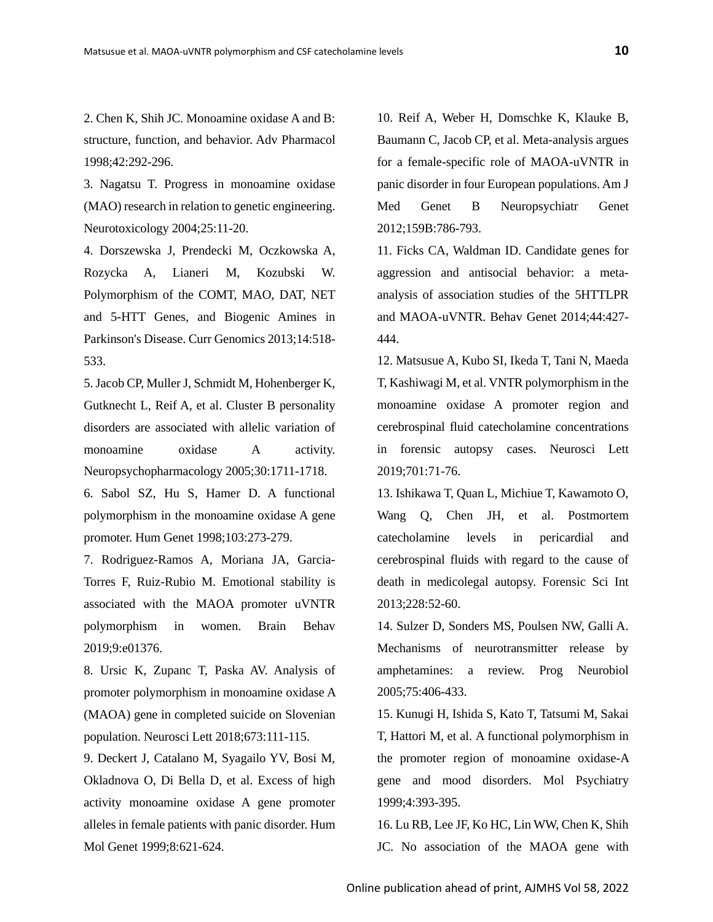2. Chen K, Shih JC. Monoamine oxidase A and B: structure, function, and behavior. Adv Pharmacol 1998;42:292-296.

3. Nagatsu T. Progress in monoamine oxidase (MAO) research in relation to genetic engineering. Neurotoxicology 2004;25:11-20.

4. Dorszewska J, Prendecki M, Oczkowska A, Rozycka A, Lianeri M, Kozubski W. Polymorphism of the COMT, MAO, DAT, NET and 5-HTT Genes, and Biogenic Amines in Parkinson's Disease. Curr Genomics 2013;14:518-533.

5. Jacob CP, Muller J, Schmidt M, Hohenberger K, Gutknecht L, Reif A, et al. Cluster B personality disorders are associated with allelic variation of monoamine oxidase A activity. Neuropsychopharmacology 2005;30:1711-1718.

6. Sabol SZ, Hu S, Hamer D. A functional polymorphism in the monoamine oxidase A gene promoter. Hum Genet 1998;103:273-279.

7. Rodriguez-Ramos A, Moriana JA, Garcia-Torres F, Ruiz-Rubio M. Emotional stability is associated with the MAOA promoter uVNTR polymorphism in women. Brain Behav 2019;9:e01376.

8. Ursic K, Zupanc T, Paska AV. Analysis of promoter polymorphism in monoamine oxidase A (MAOA) gene in completed suicide on Slovenian population. Neurosci Lett 2018;673:111-115.

9. Deckert J, Catalano M, Syagailo YV, Bosi M, Okladnova O, Di Bella D, et al. Excess of high activity monoamine oxidase A gene promoter alleles in female patients with panic disorder. Hum Mol Genet 1999;8:621-624.

10. Reif A, Weber H, Domschke K, Klauke B, Baumann C, Jacob CP, et al. Meta-analysis argues for a female-specific role of MAOA-uVNTR in panic disorder in four European populations. Am J Med Genet B Neuropsychiatr Genet 2012;159B:786-793.

11. Ficks CA, Waldman ID. Candidate genes for aggression and antisocial behavior: a meta-analysis of association studies of the 5HTTLPR and MAOA-uVNTR. Behav Genet 2014;44:427-444.

12. Matsusue A, Kubo SI, Ikeda T, Tani N, Maeda T, Kashiwagi M, et al. VNTR polymorphism in the monoamine oxidase A promoter region and cerebrospinal fluid catecholamine concentrations in forensic autopsy cases. Neurosci Lett 2019;701:71-76.

13. Ishikawa T, Quan L, Michiue T, Kawamoto O, Wang Q, Chen JH, et al. Postmortem catecholamine levels in pericardial and cerebrospinal fluids with regard to the cause of death in medicolegal autopsy. Forensic Sci Int 2013;228:52-60.

14. Sulzer D, Sonders MS, Poulsen NW, Galli A. Mechanisms of neurotransmitter release by amphetamines: a review. Prog Neurobiol 2005;75:406-433.

15. Kunugi H, Ishida S, Kato T, Tatsumi M, Sakai T, Hattori M, et al. A functional polymorphism in the promoter region of monoamine oxidase-A gene and mood disorders. Mol Psychiatry 1999;4:393-395.

16. Lu RB, Lee JF, Ko HC, Lin WW, Chen K, Shih JC. No association of the MAOA gene with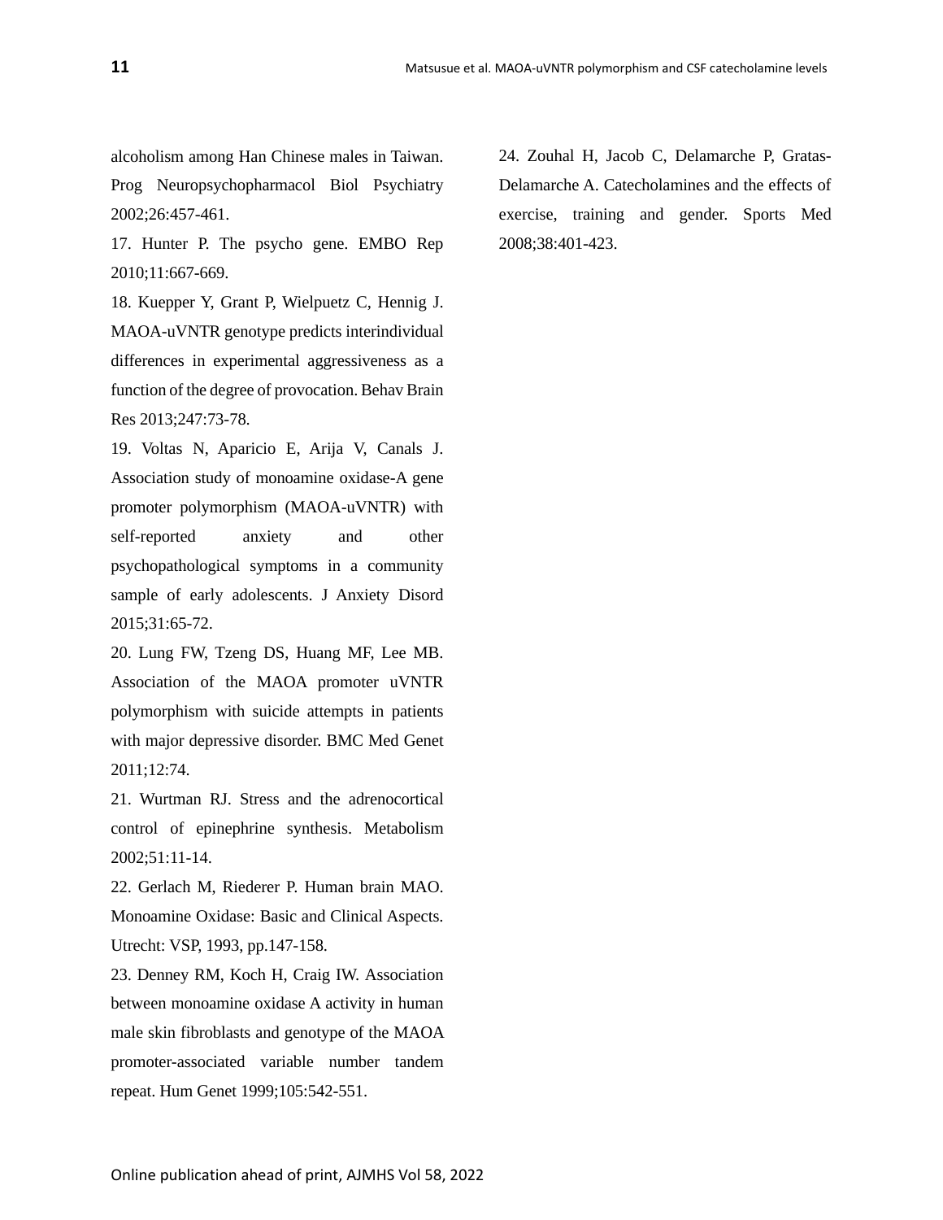alcoholism among Han Chinese males in Taiwan. Prog Neuropsychopharmacol Biol Psychiatry 2002;26:457-461.

17. Hunter P. The psycho gene. EMBO Rep 2010;11:667-669.

18. Kuepper Y, Grant P, Wielpuetz C, Hennig J. MAOA-uVNTR genotype predicts interindividual differences in experimental aggressiveness as a function of the degree of provocation. Behav Brain Res 2013;247:73-78.

19. Voltas N, Aparicio E, Arija V, Canals J. Association study of monoamine oxidase-A gene promoter polymorphism (MAOA-uVNTR) with self-reported anxiety and other psychopathological symptoms in a community sample of early adolescents. J Anxiety Disord 2015;31:65-72.

20. Lung FW, Tzeng DS, Huang MF, Lee MB. Association of the MAOA promoter uVNTR polymorphism with suicide attempts in patients with major depressive disorder. BMC Med Genet 2011;12:74.

21. Wurtman RJ. Stress and the adrenocortical control of epinephrine synthesis. Metabolism 2002;51:11-14.

22. Gerlach M, Riederer P. Human brain MAO. Monoamine Oxidase: Basic and Clinical Aspects. Utrecht: VSP, 1993, pp.147-158.

23. Denney RM, Koch H, Craig IW. Association between monoamine oxidase A activity in human male skin fibroblasts and genotype of the MAOA promoter-associated variable number tandem repeat. Hum Genet 1999;105:542-551.

24. Zouhal H, Jacob C, Delamarche P, Gratas-Delamarche A. Catecholamines and the effects of exercise, training and gender. Sports Med 2008;38:401-423.